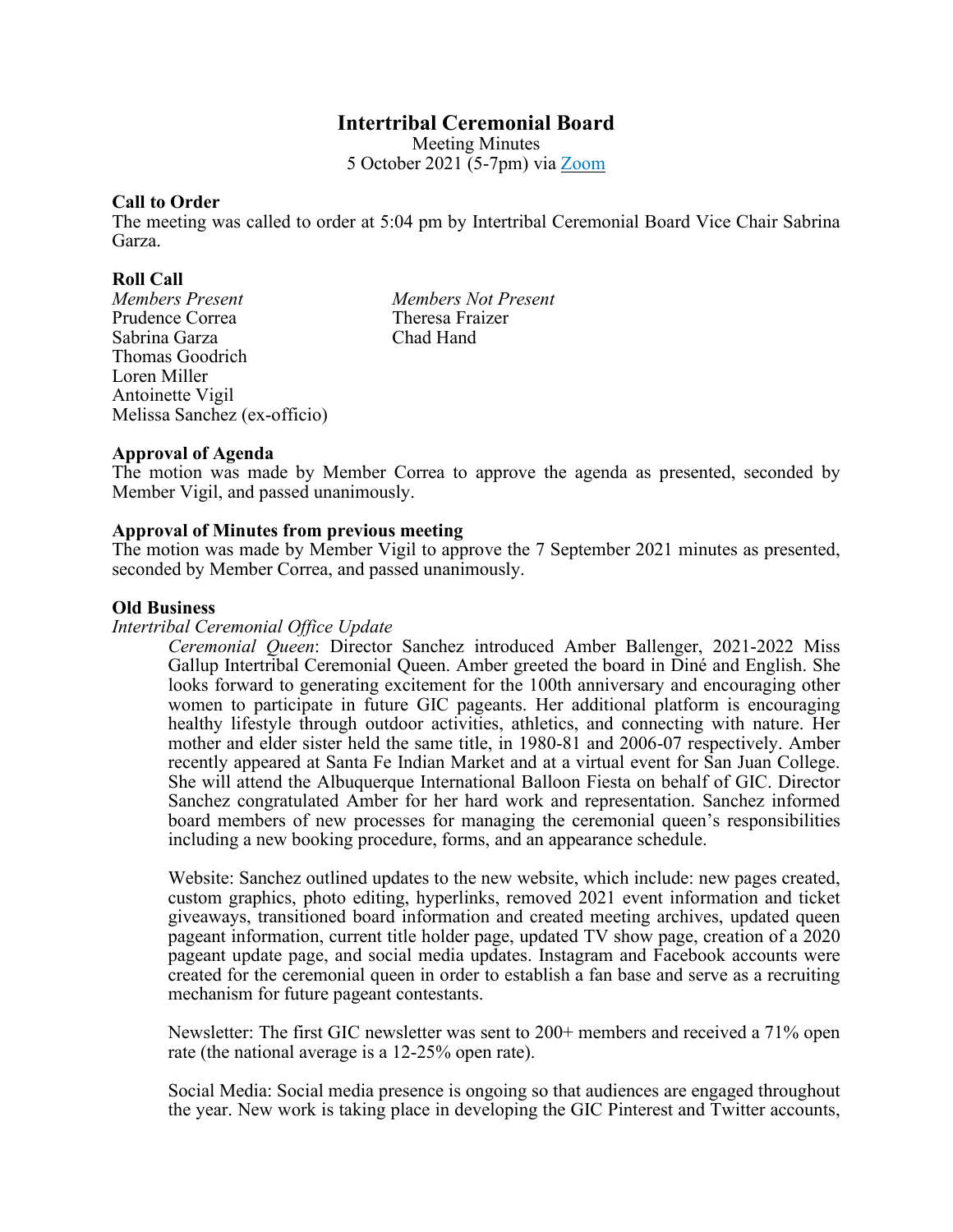# Intertribal Ceremonial Board

Meeting Minutes
5 October 2021 (5-7pm) via [Zoom]

**Call to Order**

The meeting was called to order at 5:04 pm by Intertribal Ceremonial Board Vice Chair Sabrina Garza.

**Roll Call**

| *Members Present* | *Members Not Present* |
|---|---|
| Prudence Correa | Theresa Fraizer |
| Sabrina Garza | Chad Hand |
| Thomas Goodrich | |
| Loren Miller | |
| Antoinette Vigil | |
| Melissa Sanchez (ex-officio) | |

**Approval of Agenda**

The motion was made by Member Correa to approve the agenda as presented, seconded by Member Vigil, and passed unanimously.

**Approval of Minutes from previous meeting**

The motion was made by Member Vigil to approve the 7 September 2021 minutes as presented, seconded by Member Correa, and passed unanimously.

**Old Business**

*Intertribal Ceremonial Office Update*

*Ceremonial Queen*: Director Sanchez introduced Amber Ballenger, 2021-2022 Miss Gallup Intertribal Ceremonial Queen. Amber greeted the board in Diné and English. She looks forward to generating excitement for the 100th anniversary and encouraging other women to participate in future GIC pageants. Her additional platform is encouraging healthy lifestyle through outdoor activities, athletics, and connecting with nature. Her mother and elder sister held the same title, in 1980-81 and 2006-07 respectively. Amber recently appeared at Santa Fe Indian Market and at a virtual event for San Juan College. She will attend the Albuquerque International Balloon Fiesta on behalf of GIC. Director Sanchez congratulated Amber for her hard work and representation. Sanchez informed board members of new processes for managing the ceremonial queen's responsibilities including a new booking procedure, forms, and an appearance schedule.

Website: Sanchez outlined updates to the new website, which include: new pages created, custom graphics, photo editing, hyperlinks, removed 2021 event information and ticket giveaways, transitioned board information and created meeting archives, updated queen pageant information, current title holder page, updated TV show page, creation of a 2020 pageant update page, and social media updates. Instagram and Facebook accounts were created for the ceremonial queen in order to establish a fan base and serve as a recruiting mechanism for future pageant contestants.

Newsletter: The first GIC newsletter was sent to 200+ members and received a 71% open rate (the national average is a 12-25% open rate).

Social Media: Social media presence is ongoing so that audiences are engaged throughout the year. New work is taking place in developing the GIC Pinterest and Twitter accounts,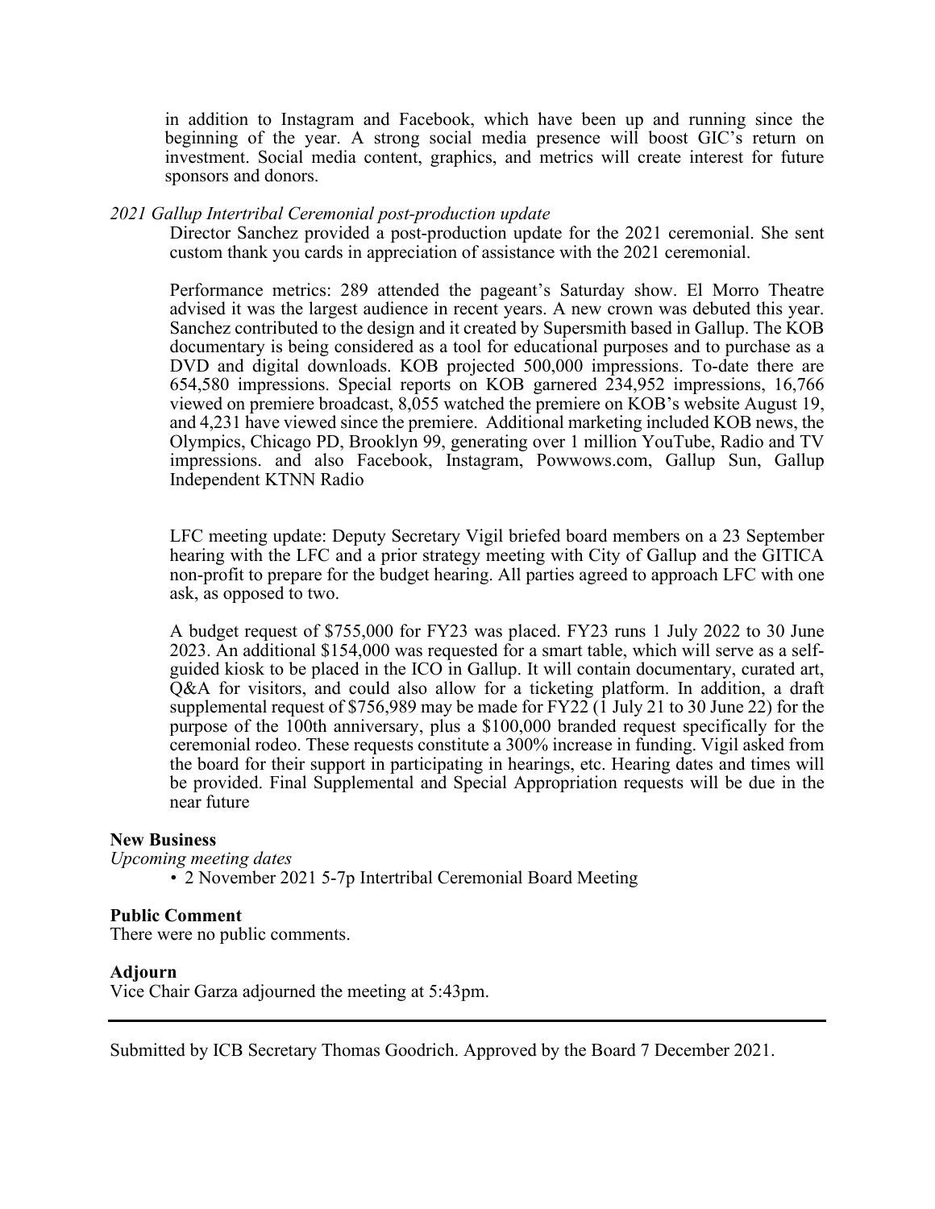in addition to Instagram and Facebook, which have been up and running since the beginning of the year. A strong social media presence will boost GIC's return on investment. Social media content, graphics, and metrics will create interest for future sponsors and donors.

*2021 Gallup Intertribal Ceremonial post-production update*

Director Sanchez provided a post-production update for the 2021 ceremonial. She sent custom thank you cards in appreciation of assistance with the 2021 ceremonial.

Performance metrics: 289 attended the pageant's Saturday show. El Morro Theatre advised it was the largest audience in recent years. A new crown was debuted this year. Sanchez contributed to the design and it created by Supersmith based in Gallup. The KOB documentary is being considered as a tool for educational purposes and to purchase as a DVD and digital downloads. KOB projected 500,000 impressions. To-date there are 654,580 impressions. Special reports on KOB garnered 234,952 impressions, 16,766 viewed on premiere broadcast, 8,055 watched the premiere on KOB's website August 19, and 4,231 have viewed since the premiere. Additional marketing included KOB news, the Olympics, Chicago PD, Brooklyn 99, generating over 1 million YouTube, Radio and TV impressions. and also Facebook, Instagram, Powwows.com, Gallup Sun, Gallup Independent KTNN Radio

LFC meeting update: Deputy Secretary Vigil briefed board members on a 23 September hearing with the LFC and a prior strategy meeting with City of Gallup and the GITICA non-profit to prepare for the budget hearing. All parties agreed to approach LFC with one ask, as opposed to two.

A budget request of $755,000 for FY23 was placed. FY23 runs 1 July 2022 to 30 June 2023. An additional $154,000 was requested for a smart table, which will serve as a self-guided kiosk to be placed in the ICO in Gallup. It will contain documentary, curated art, Q&A for visitors, and could also allow for a ticketing platform. In addition, a draft supplemental request of $756,989 may be made for FY22 (1 July 21 to 30 June 22) for the purpose of the 100th anniversary, plus a $100,000 branded request specifically for the ceremonial rodeo. These requests constitute a 300% increase in funding. Vigil asked from the board for their support in participating in hearings, etc. Hearing dates and times will be provided. Final Supplemental and Special Appropriation requests will be due in the near future

**New Business**

*Upcoming meeting dates*

- 2 November 2021 5-7p Intertribal Ceremonial Board Meeting

**Public Comment**

There were no public comments.

**Adjourn**

Vice Chair Garza adjourned the meeting at 5:43pm.

---

Submitted by ICB Secretary Thomas Goodrich. Approved by the Board 7 December 2021.